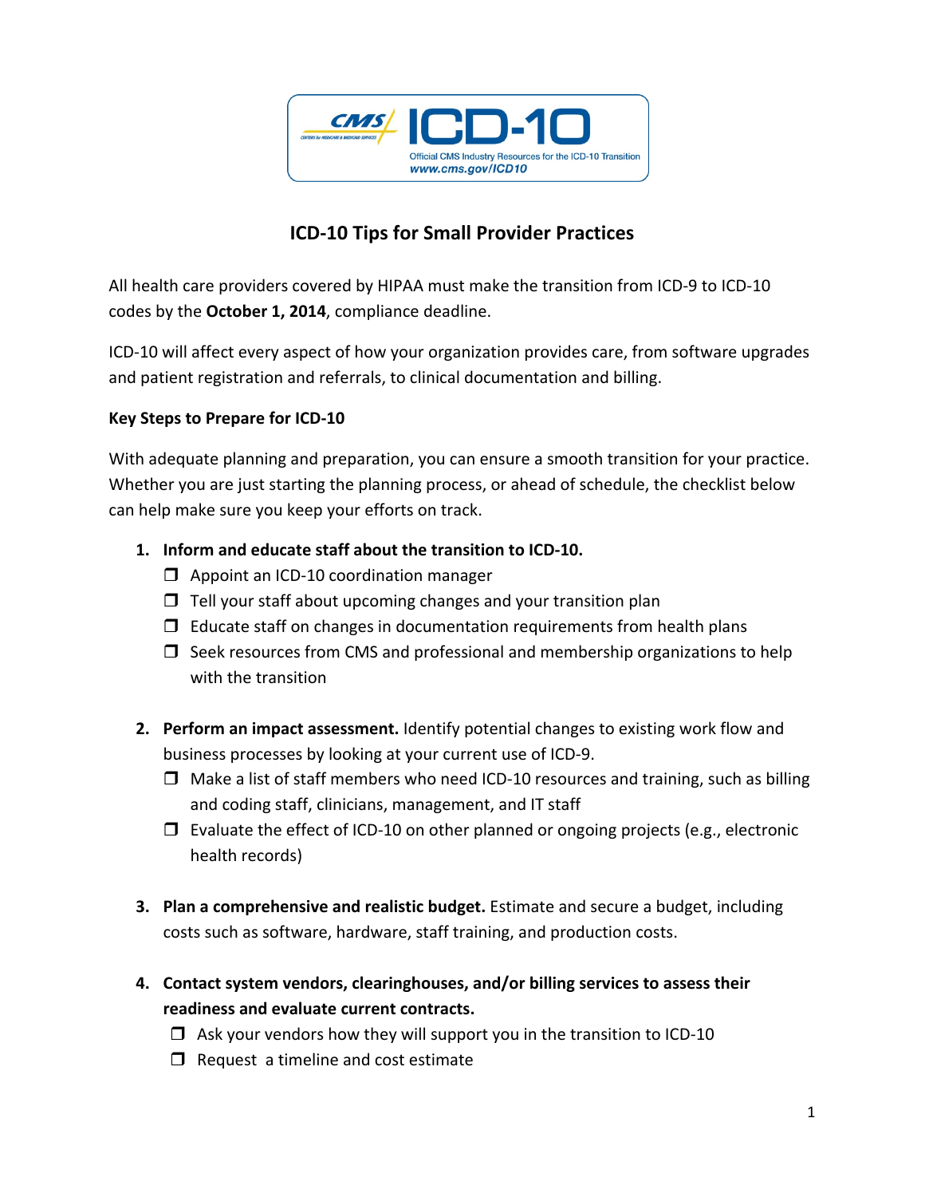# ICD-10 Tips for Small Provider Practices

All health care providers covered by HIPAA must make the transition from ICD-9 to ICD-10 codes by the **October 1, 2014**, compliance deadline.

ICD-10 will affect every aspect of how your organization provides care, from software upgrades and patient registration and referrals, to clinical documentation and billing.

**Key Steps to Prepare for ICD-10**

With adequate planning and preparation, you can ensure a smooth transition for your practice. Whether you are just starting the planning process, or ahead of schedule, the checklist below can help make sure you keep your efforts on track.

1. **Inform and educate staff about the transition to ICD-10.**
   - ❒ Appoint an ICD-10 coordination manager
   - ❒ Tell your staff about upcoming changes and your transition plan
   - ❒ Educate staff on changes in documentation requirements from health plans
   - ❒ Seek resources from CMS and professional and membership organizations to help with the transition

2. **Perform an impact assessment.** Identify potential changes to existing work flow and business processes by looking at your current use of ICD-9.
   - ❒ Make a list of staff members who need ICD-10 resources and training, such as billing and coding staff, clinicians, management, and IT staff
   - ❒ Evaluate the effect of ICD-10 on other planned or ongoing projects (e.g., electronic health records)

3. **Plan a comprehensive and realistic budget.** Estimate and secure a budget, including costs such as software, hardware, staff training, and production costs.

4. **Contact system vendors, clearinghouses, and/or billing services to assess their readiness and evaluate current contracts.**
   - ❒ Ask your vendors how they will support you in the transition to ICD-10
   - ❒ Request a timeline and cost estimate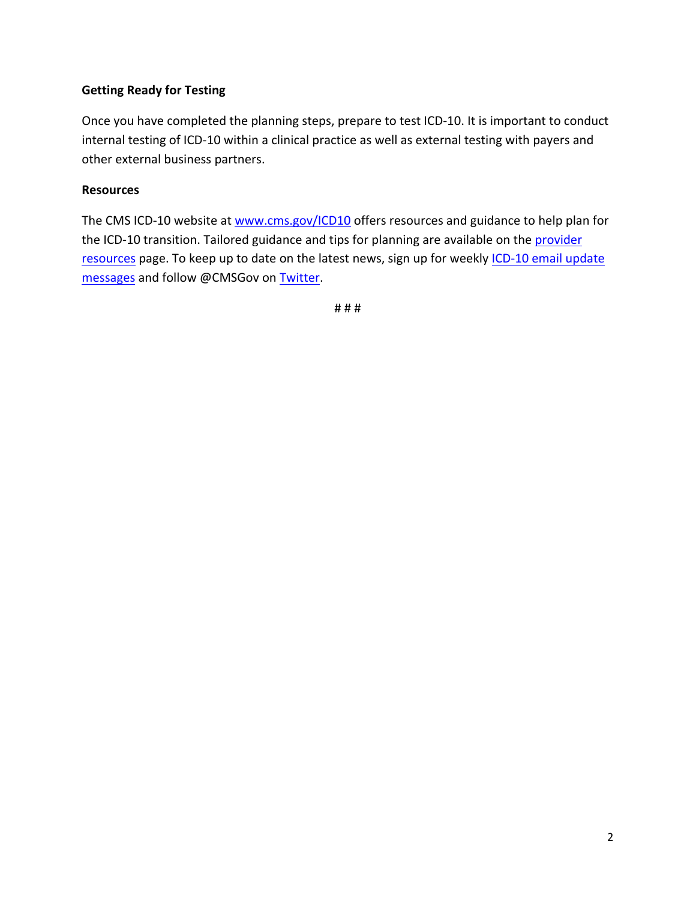**Getting Ready for Testing**

Once you have completed the planning steps, prepare to test ICD-10. It is important to conduct internal testing of ICD-10 within a clinical practice as well as external testing with payers and other external business partners.

**Resources**

The CMS ICD-10 website at www.cms.gov/ICD10 offers resources and guidance to help plan for the ICD-10 transition. Tailored guidance and tips for planning are available on the provider resources page. To keep up to date on the latest news, sign up for weekly ICD-10 email update messages and follow @CMSGov on Twitter.

# # #